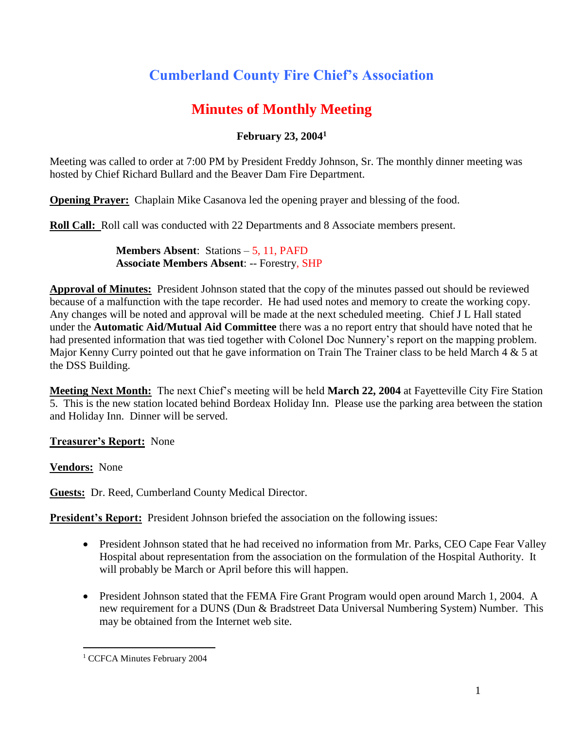# Cumberland County Fire Chief's Association

## Minutes of Monthly Meeting

**February 23, 2004[1]**

Meeting was called to order at 7:00 PM by President Freddy Johnson, Sr. The monthly dinner meeting was hosted by Chief Richard Bullard and the Beaver Dam Fire Department.

**Opening Prayer:** Chaplain Mike Casanova led the opening prayer and blessing of the food.

**Roll Call:** Roll call was conducted with 22 Departments and 8 Associate members present.

> **Members Absent**: Stations – 5, 11, PAFD
> **Associate Members Absent**: -- Forestry, SHP

**Approval of Minutes:** President Johnson stated that the copy of the minutes passed out should be reviewed because of a malfunction with the tape recorder. He had used notes and memory to create the working copy. Any changes will be noted and approval will be made at the next scheduled meeting. Chief J L Hall stated under the **Automatic Aid/Mutual Aid Committee** there was a no report entry that should have noted that he had presented information that was tied together with Colonel Doc Nunnery's report on the mapping problem. Major Kenny Curry pointed out that he gave information on Train The Trainer class to be held March 4 & 5 at the DSS Building.

**Meeting Next Month:** The next Chief's meeting will be held **March 22, 2004** at Fayetteville City Fire Station 5. This is the new station located behind Bordeax Holiday Inn. Please use the parking area between the station and Holiday Inn. Dinner will be served.

**Treasurer's Report:** None

**Vendors:** None

**Guests:** Dr. Reed, Cumberland County Medical Director.

**President's Report:** President Johnson briefed the association on the following issues:

- President Johnson stated that he had received no information from Mr. Parks, CEO Cape Fear Valley Hospital about representation from the association on the formulation of the Hospital Authority. It will probably be March or April before this will happen.
- President Johnson stated that the FEMA Fire Grant Program would open around March 1, 2004. A new requirement for a DUNS (Dun & Bradstreet Data Universal Numbering System) Number. This may be obtained from the Internet web site.

[1] CCFCA Minutes February 2004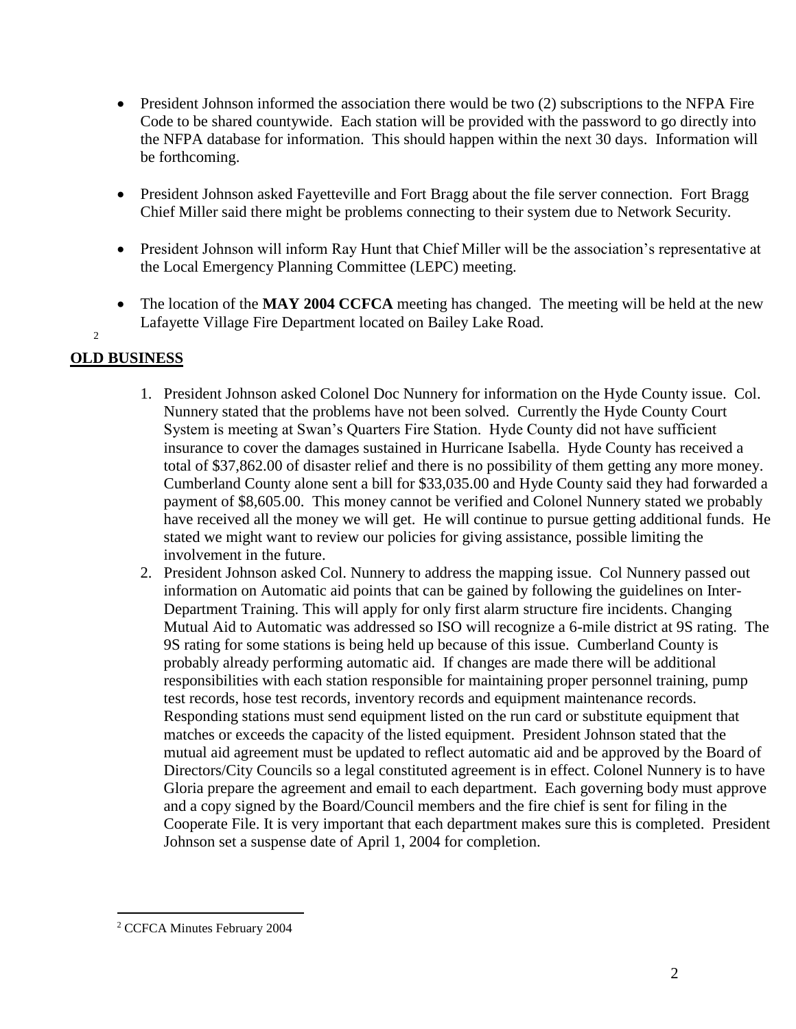- President Johnson informed the association there would be two (2) subscriptions to the NFPA Fire Code to be shared countywide. Each station will be provided with the password to go directly into the NFPA database for information. This should happen within the next 30 days. Information will be forthcoming.

- President Johnson asked Fayetteville and Fort Bragg about the file server connection. Fort Bragg Chief Miller said there might be problems connecting to their system due to Network Security.

- President Johnson will inform Ray Hunt that Chief Miller will be the association's representative at the Local Emergency Planning Committee (LEPC) meeting.

- The location of the **MAY 2004 CCFCA** meeting has changed. The meeting will be held at the new Lafayette Village Fire Department located on Bailey Lake Road.

[2]

## OLD BUSINESS

1. President Johnson asked Colonel Doc Nunnery for information on the Hyde County issue. Col. Nunnery stated that the problems have not been solved. Currently the Hyde County Court System is meeting at Swan's Quarters Fire Station. Hyde County did not have sufficient insurance to cover the damages sustained in Hurricane Isabella. Hyde County has received a total of \$37,862.00 of disaster relief and there is no possibility of them getting any more money. Cumberland County alone sent a bill for \$33,035.00 and Hyde County said they had forwarded a payment of \$8,605.00. This money cannot be verified and Colonel Nunnery stated we probably have received all the money we will get. He will continue to pursue getting additional funds. He stated we might want to review our policies for giving assistance, possible limiting the involvement in the future.
2. President Johnson asked Col. Nunnery to address the mapping issue. Col Nunnery passed out information on Automatic aid points that can be gained by following the guidelines on Inter-Department Training. This will apply for only first alarm structure fire incidents. Changing Mutual Aid to Automatic was addressed so ISO will recognize a 6-mile district at 9S rating. The 9S rating for some stations is being held up because of this issue. Cumberland County is probably already performing automatic aid. If changes are made there will be additional responsibilities with each station responsible for maintaining proper personnel training, pump test records, hose test records, inventory records and equipment maintenance records. Responding stations must send equipment listed on the run card or substitute equipment that matches or exceeds the capacity of the listed equipment. President Johnson stated that the mutual aid agreement must be updated to reflect automatic aid and be approved by the Board of Directors/City Councils so a legal constituted agreement is in effect. Colonel Nunnery is to have Gloria prepare the agreement and email to each department. Each governing body must approve and a copy signed by the Board/Council members and the fire chief is sent for filing in the Cooperate File. It is very important that each department makes sure this is completed. President Johnson set a suspense date of April 1, 2004 for completion.

---

[2] CCFCA Minutes February 2004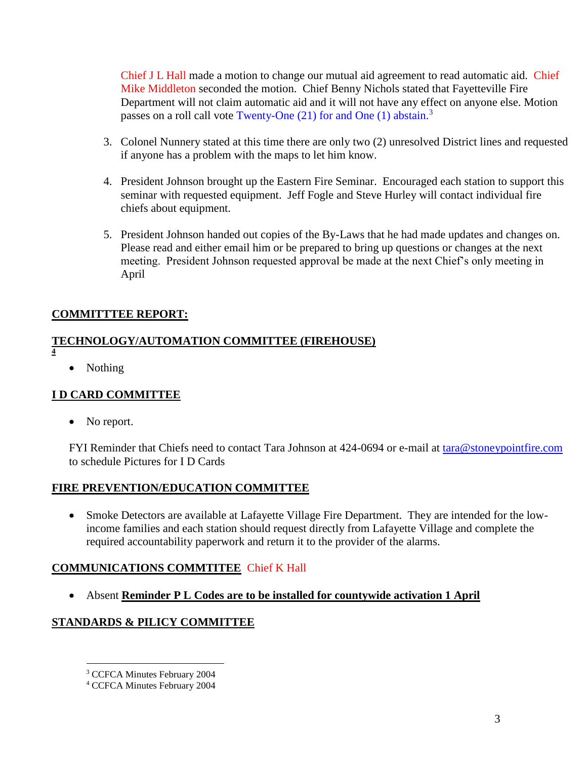Chief J L Hall made a motion to change our mutual aid agreement to read automatic aid. Chief Mike Middleton seconded the motion. Chief Benny Nichols stated that Fayetteville Fire Department will not claim automatic aid and it will not have any effect on anyone else. Motion passes on a roll call vote Twenty-One (21) for and One (1) abstain.[3]

3. Colonel Nunnery stated at this time there are only two (2) unresolved District lines and requested if anyone has a problem with the maps to let him know.

4. President Johnson brought up the Eastern Fire Seminar. Encouraged each station to support this seminar with requested equipment. Jeff Fogle and Steve Hurley will contact individual fire chiefs about equipment.

5. President Johnson handed out copies of the By-Laws that he had made updates and changes on. Please read and either email him or be prepared to bring up questions or changes at the next meeting. President Johnson requested approval be made at the next Chief's only meeting in April

## COMMITTTEE REPORT:

## TECHNOLOGY/AUTOMATION COMMITTEE (FIREHOUSE) [4]

- Nothing

## I D CARD COMMITTEE

- No report.

FYI Reminder that Chiefs need to contact Tara Johnson at 424-0694 or e-mail at tara@stoneypointfire.com to schedule Pictures for I D Cards

## FIRE PREVENTION/EDUCATION COMMITTEE

- Smoke Detectors are available at Lafayette Village Fire Department. They are intended for the low-income families and each station should request directly from Lafayette Village and complete the required accountability paperwork and return it to the provider of the alarms.

## COMMUNICATIONS COMMTITEE Chief K Hall

- Absent **Reminder P L Codes are to be installed for countywide activation 1 April**

## STANDARDS & PILICY COMMITTEE

---

[3] CCFCA Minutes February 2004

[4] CCFCA Minutes February 2004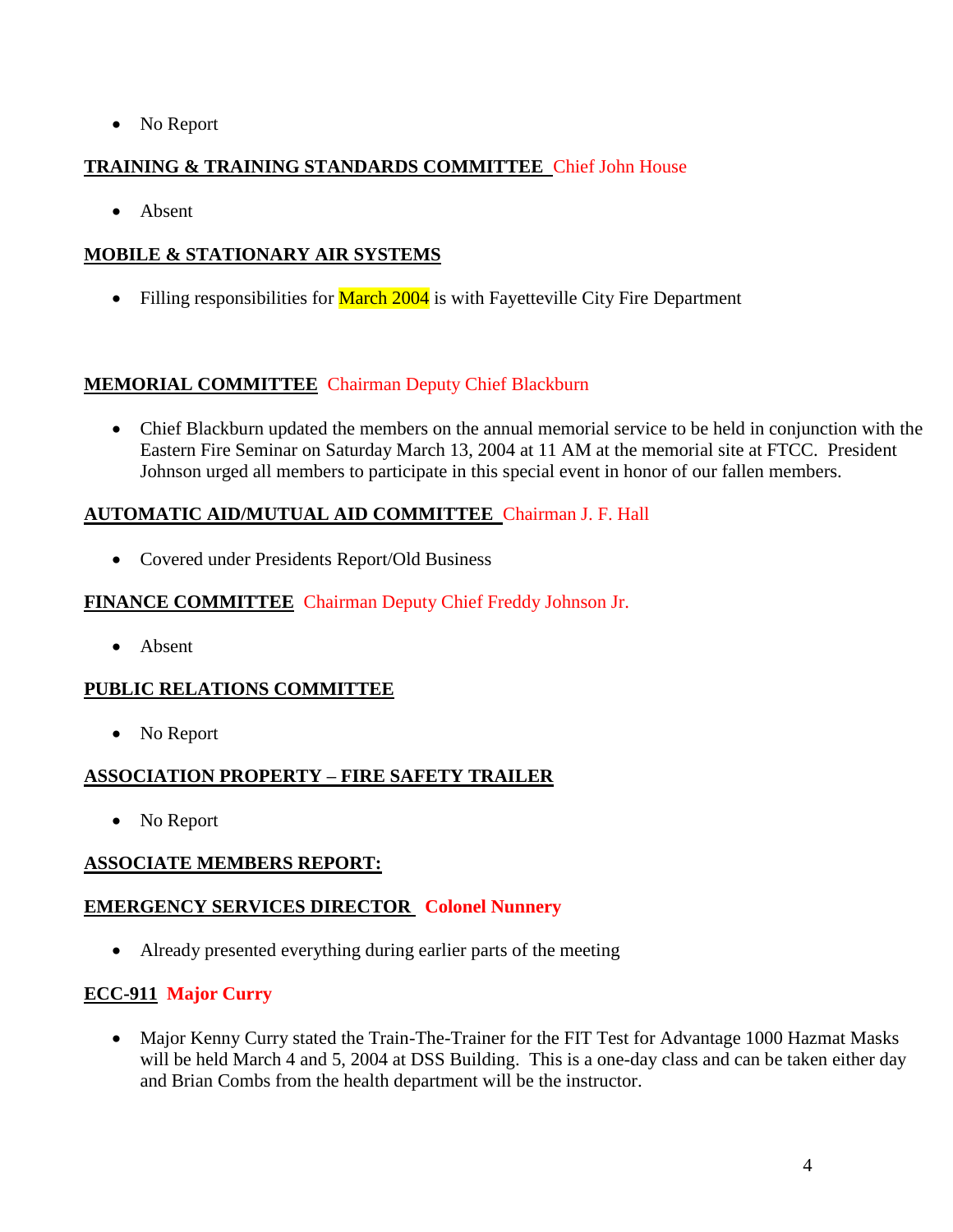- No Report

**TRAINING & TRAINING STANDARDS COMMITTEE** Chief John House

- Absent

**MOBILE & STATIONARY AIR SYSTEMS**

- Filling responsibilities for March 2004 is with Fayetteville City Fire Department

**MEMORIAL COMMITTEE** Chairman Deputy Chief Blackburn

- Chief Blackburn updated the members on the annual memorial service to be held in conjunction with the Eastern Fire Seminar on Saturday March 13, 2004 at 11 AM at the memorial site at FTCC. President Johnson urged all members to participate in this special event in honor of our fallen members.

**AUTOMATIC AID/MUTUAL AID COMMITTEE** Chairman J. F. Hall

- Covered under Presidents Report/Old Business

**FINANCE COMMITTEE** Chairman Deputy Chief Freddy Johnson Jr.

- Absent

**PUBLIC RELATIONS COMMITTEE**

- No Report

**ASSOCIATION PROPERTY – FIRE SAFETY TRAILER**

- No Report

**ASSOCIATE MEMBERS REPORT:**

**EMERGENCY SERVICES DIRECTOR** **Colonel Nunnery**

- Already presented everything during earlier parts of the meeting

**ECC-911** **Major Curry**

- Major Kenny Curry stated the Train-The-Trainer for the FIT Test for Advantage 1000 Hazmat Masks will be held March 4 and 5, 2004 at DSS Building. This is a one-day class and can be taken either day and Brian Combs from the health department will be the instructor.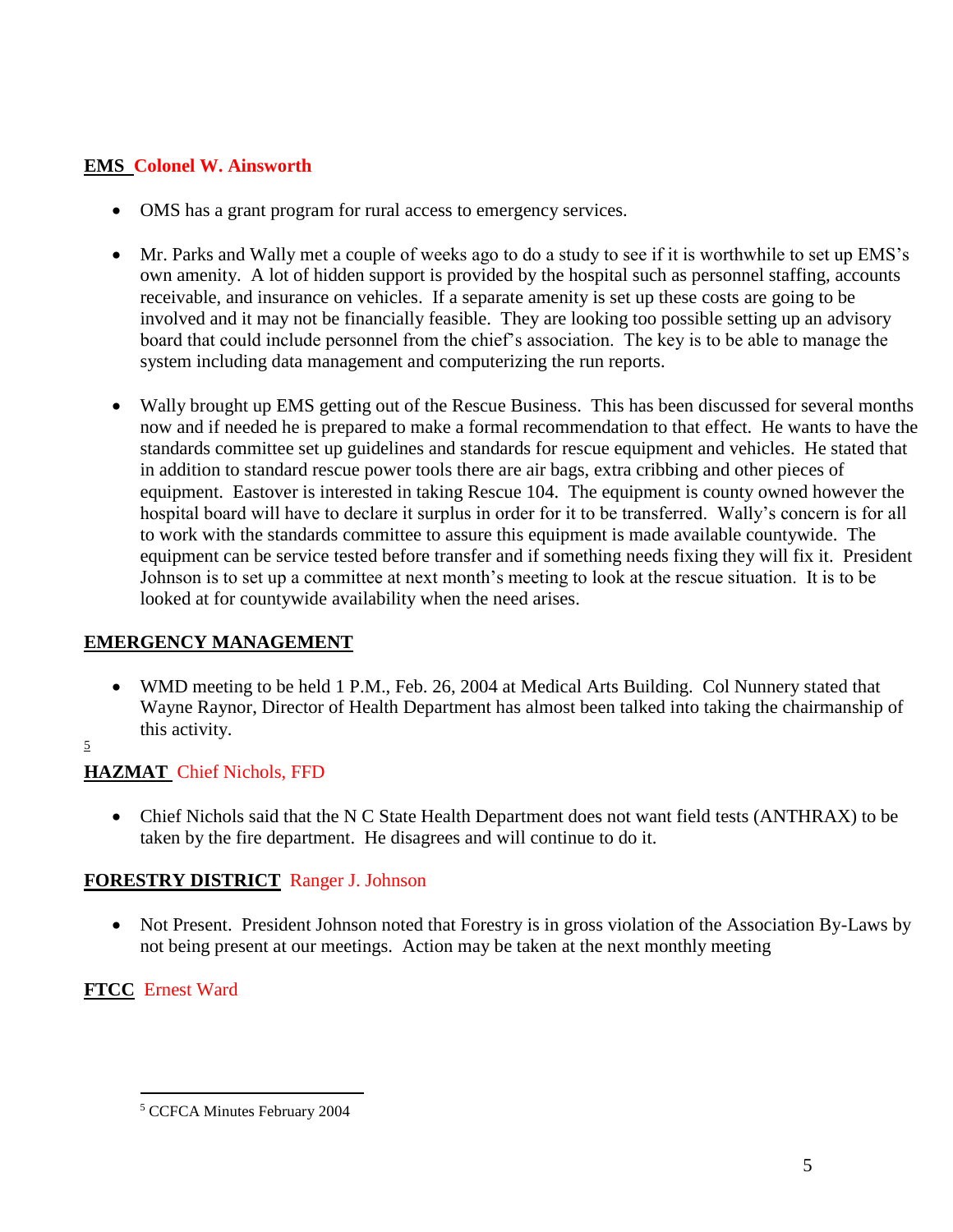**EMS** Colonel W. Ainsworth

- OMS has a grant program for rural access to emergency services.
- Mr. Parks and Wally met a couple of weeks ago to do a study to see if it is worthwhile to set up EMS's own amenity. A lot of hidden support is provided by the hospital such as personnel staffing, accounts receivable, and insurance on vehicles. If a separate amenity is set up these costs are going to be involved and it may not be financially feasible. They are looking too possible setting up an advisory board that could include personnel from the chief's association. The key is to be able to manage the system including data management and computerizing the run reports.
- Wally brought up EMS getting out of the Rescue Business. This has been discussed for several months now and if needed he is prepared to make a formal recommendation to that effect. He wants to have the standards committee set up guidelines and standards for rescue equipment and vehicles. He stated that in addition to standard rescue power tools there are air bags, extra cribbing and other pieces of equipment. Eastover is interested in taking Rescue 104. The equipment is county owned however the hospital board will have to declare it surplus in order for it to be transferred. Wally's concern is for all to work with the standards committee to assure this equipment is made available countywide. The equipment can be service tested before transfer and if something needs fixing they will fix it. President Johnson is to set up a committee at next month's meeting to look at the rescue situation. It is to be looked at for countywide availability when the need arises.

**EMERGENCY MANAGEMENT**

- WMD meeting to be held 1 P.M., Feb. 26, 2004 at Medical Arts Building. Col Nunnery stated that Wayne Raynor, Director of Health Department has almost been talked into taking the chairmanship of this activity.

[5]

**HAZMAT** Chief Nichols, FFD

- Chief Nichols said that the N C State Health Department does not want field tests (ANTHRAX) to be taken by the fire department. He disagrees and will continue to do it.

**FORESTRY DISTRICT** Ranger J. Johnson

- Not Present. President Johnson noted that Forestry is in gross violation of the Association By-Laws by not being present at our meetings. Action may be taken at the next monthly meeting

**FTCC** Ernest Ward

[5] CCFCA Minutes February 2004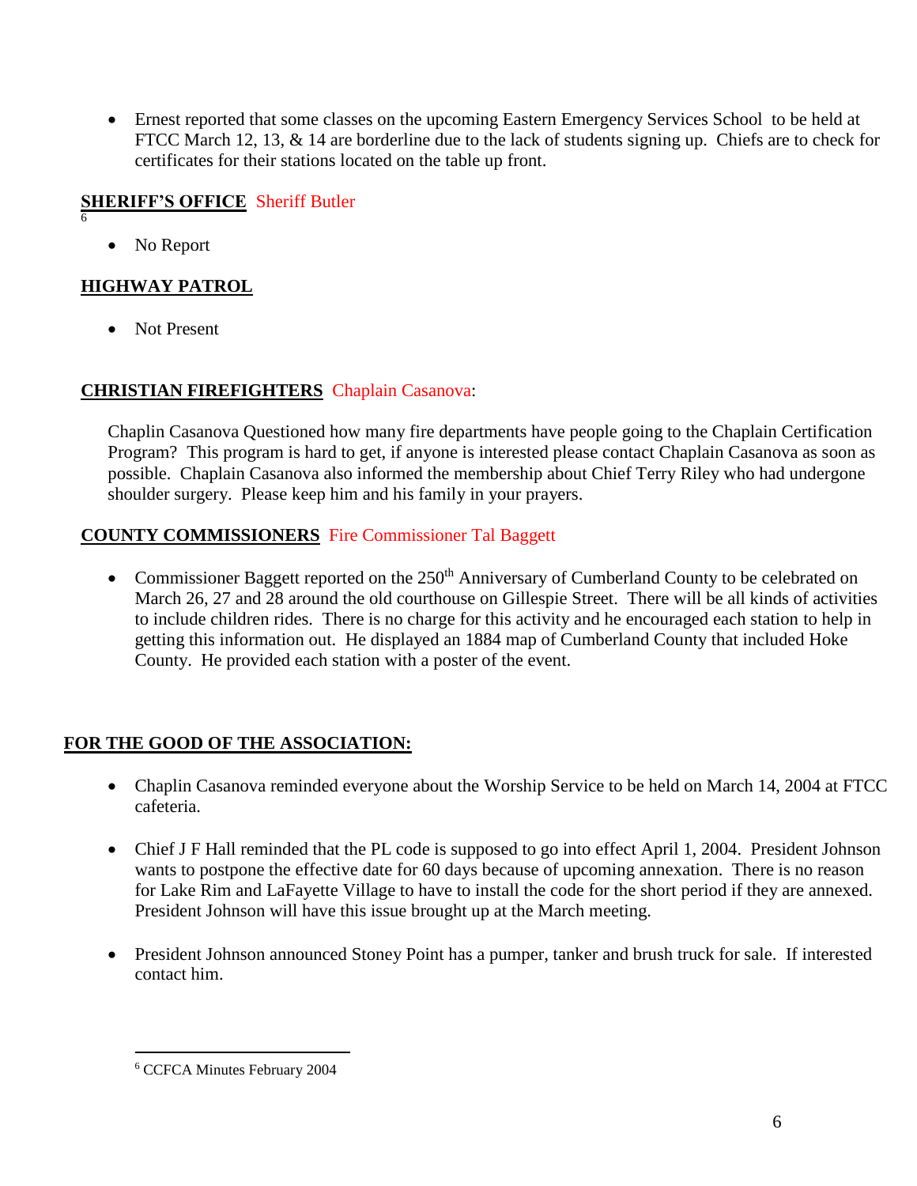- Ernest reported that some classes on the upcoming Eastern Emergency Services School to be held at FTCC March 12, 13, & 14 are borderline due to the lack of students signing up. Chiefs are to check for certificates for their stations located on the table up front.

**SHERIFF'S OFFICE** Sheriff Butler [6]

- No Report

**HIGHWAY PATROL**

- Not Present

**CHRISTIAN FIREFIGHTERS** Chaplain Casanova:

Chaplin Casanova Questioned how many fire departments have people going to the Chaplain Certification Program? This program is hard to get, if anyone is interested please contact Chaplain Casanova as soon as possible. Chaplain Casanova also informed the membership about Chief Terry Riley who had undergone shoulder surgery. Please keep him and his family in your prayers.

**COUNTY COMMISSIONERS** Fire Commissioner Tal Baggett

- Commissioner Baggett reported on the 250th Anniversary of Cumberland County to be celebrated on March 26, 27 and 28 around the old courthouse on Gillespie Street. There will be all kinds of activities to include children rides. There is no charge for this activity and he encouraged each station to help in getting this information out. He displayed an 1884 map of Cumberland County that included Hoke County. He provided each station with a poster of the event.

**FOR THE GOOD OF THE ASSOCIATION:**

- Chaplin Casanova reminded everyone about the Worship Service to be held on March 14, 2004 at FTCC cafeteria.

- Chief J F Hall reminded that the PL code is supposed to go into effect April 1, 2004. President Johnson wants to postpone the effective date for 60 days because of upcoming annexation. There is no reason for Lake Rim and LaFayette Village to have to install the code for the short period if they are annexed. President Johnson will have this issue brought up at the March meeting.

- President Johnson announced Stoney Point has a pumper, tanker and brush truck for sale. If interested contact him.

---

[6] CCFCA Minutes February 2004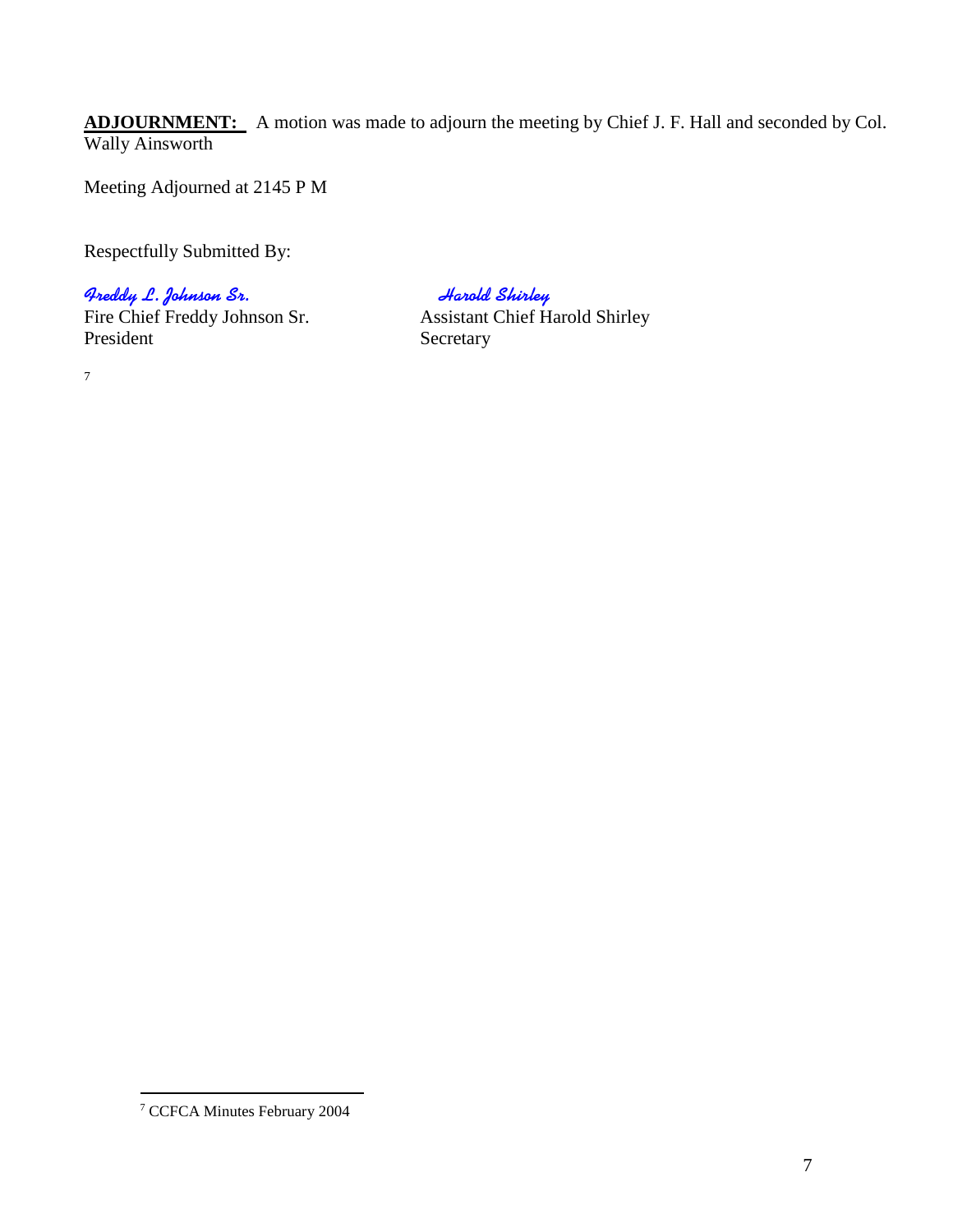**ADJOURNMENT:** A motion was made to adjourn the meeting by Chief J. F. Hall and seconded by Col. Wally Ainsworth

Meeting Adjourned at 2145 P M

Respectfully Submitted By:

| | |
|---|---|
| *Freddy L. Johnson Sr.* | *Harold Shirley* |
| Fire Chief Freddy Johnson Sr. | Assistant Chief Harold Shirley |
| President | Secretary |

[7]

---

[7] CCFCA Minutes February 2004